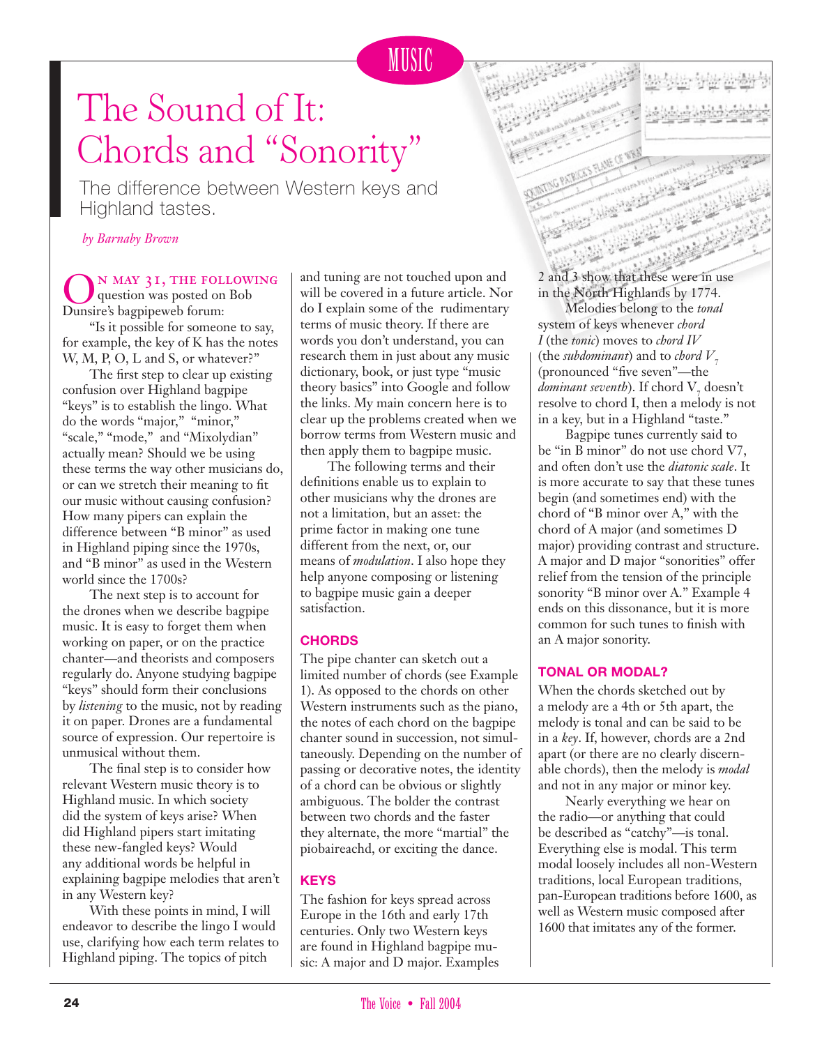MUSIC

# The Sound of It: Chords and "Sonority"

The difference between Western keys and Highland tastes.

*by Barnaby Brown*

On May 31, the following question was posted on Bob Dunsire's bagpipeweb forum:

"Is it possible for someone to say, for example, the key of K has the notes W, M, P, O, L and S, or whatever?"

The first step to clear up existing confusion over Highland bagpipe "keys" is to establish the lingo. What do the words "major," "minor," "scale," "mode," and "Mixolydian" actually mean? Should we be using these terms the way other musicians do, or can we stretch their meaning to fit our music without causing confusion? How many pipers can explain the difference between "B minor" as used in Highland piping since the 1970s, and "B minor" as used in the Western world since the 1700s?

The next step is to account for the drones when we describe bagpipe music. It is easy to forget them when working on paper, or on the practice chanter—and theorists and composers regularly do. Anyone studying bagpipe "keys" should form their conclusions by *listening* to the music, not by reading it on paper. Drones are a fundamental source of expression. Our repertoire is unmusical without them.

The final step is to consider how relevant Western music theory is to Highland music. In which society did the system of keys arise? When did Highland pipers start imitating these new-fangled keys? Would any additional words be helpful in explaining bagpipe melodies that aren't in any Western key?

With these points in mind, I will endeavor to describe the lingo I would use, clarifying how each term relates to Highland piping. The topics of pitch and tuning are not touched upon and will be covered in a future article. Nor do I explain some of the rudimentary terms of music theory. If there are words you don't understand, you can research them in just about any music dictionary, book, or just type "music theory basics" into Google and follow the links. My main concern here is to clear up the problems created when we borrow terms from Western music and then apply them to bagpipe music.

The following terms and their definitions enable us to explain to other musicians why the drones are not a limitation, but an asset: the prime factor in making one tune different from the next, or, our means of *modulation*. I also hope they help anyone composing or listening to bagpipe music gain a deeper satisfaction.

## CHORDS

The pipe chanter can sketch out a limited number of chords (see Example 1). As opposed to the chords on other Western instruments such as the piano, the notes of each chord on the bagpipe chanter sound in succession, not simultaneously. Depending on the number of passing or decorative notes, the identity of a chord can be obvious or slightly ambiguous. The bolder the contrast between two chords and the faster they alternate, the more "martial" the piobaireachd, or exciting the dance.

## KEYS

The fashion for keys spread across Europe in the 16th and early 17th centuries. Only two Western keys are found in Highland bagpipe music: A major and D major. Examples 2 and 3 show that these were in use in the North Highlands by 1774.

Melodies belong to the *tonal* system of keys whenever *chord I* (the *tonic*) moves to *chord IV* (the *subdominant*) and to *chord* $V_7$ (pronounced "five seven"—the *dominant seventh*). If chord $V_7$ doesn't resolve to chord I, then a melody is not in a key, but in a Highland "taste."

Bagpipe tunes currently said to be "in B minor" do not use chord V7, and often don't use the *diatonic scale*. It is more accurate to say that these tunes begin (and sometimes end) with the chord of "B minor over A," with the chord of A major (and sometimes D major) providing contrast and structure. A major and D major "sonorities" offer relief from the tension of the principle sonority "B minor over A." Example 4 ends on this dissonance, but it is more common for such tunes to finish with an A major sonority.

## TONAL OR MODAL?

When the chords sketched out by a melody are a 4th or 5th apart, the melody is tonal and can be said to be in a *key*. If, however, chords are a 2nd apart (or there are no clearly discernable chords), then the melody is *modal* and not in any major or minor key.

Nearly everything we hear on the radio—or anything that could be described as "catchy"—is tonal. Everything else is modal. This term modal loosely includes all non-Western traditions, local European traditions, pan-European traditions before 1600, as well as Western music composed after 1600 that imitates any of the former.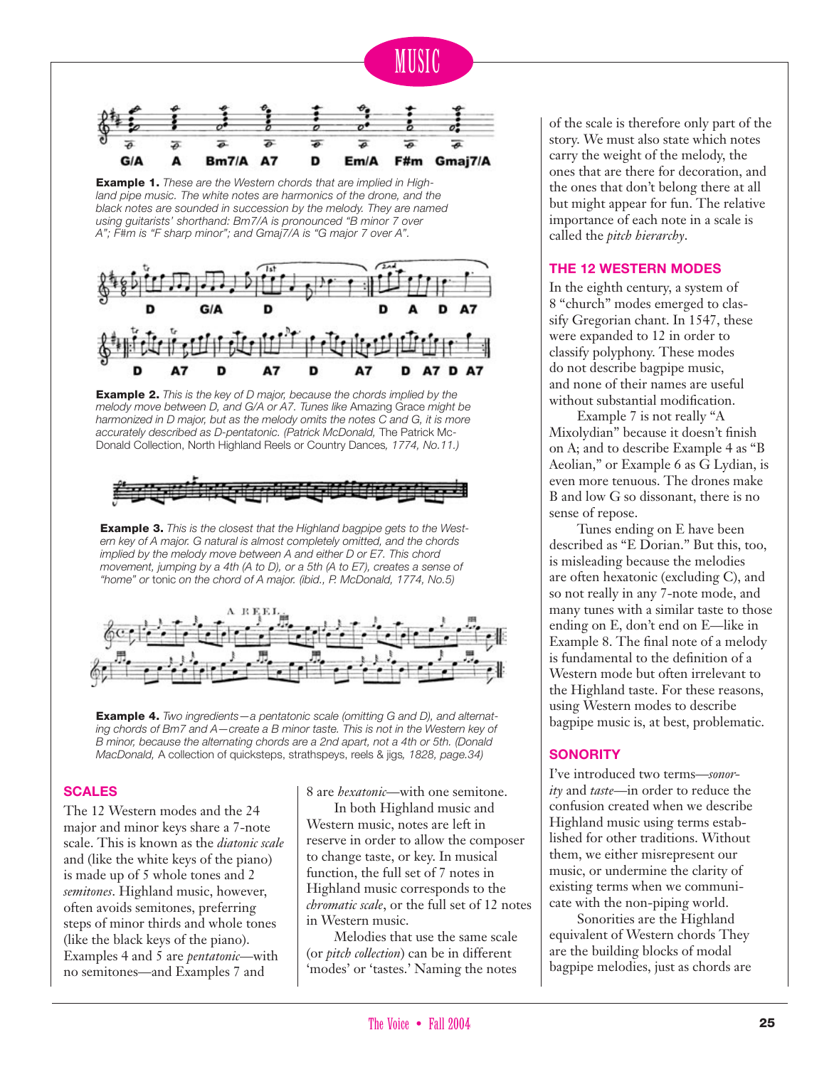**Example 1.** *These are the Western chords that are implied in Highland pipe music. The white notes are harmonics of the drone, and the black notes are sounded in succession by the melody. They are named using guitarists' shorthand: Bm7/A is pronounced "B minor 7 over A"; F#m is "F sharp minor"; and Gmaj7/A is "G major 7 over A".*

**Example 2.** *This is the key of D major, because the chords implied by the melody move between D, and G/A or A7. Tunes like* Amazing Grace *might be harmonized in D major, but as the melody omits the notes C and G, it is more accurately described as D-pentatonic. (Patrick McDonald,* The Patrick McDonald Collection, North Highland Reels or Country Dances*, 1774, No.11.)*

**Example 3.** *This is the closest that the Highland bagpipe gets to the Western key of A major. G natural is almost completely omitted, and the chords implied by the melody move between A and either D or E7. This chord movement, jumping by a 4th (A to D), or a 5th (A to E7), creates a sense of "home" or* tonic *on the chord of A major. (ibid., P. McDonald, 1774, No.5)*

**Example 4.** *Two ingredients—a pentatonic scale (omitting G and D), and alternating chords of Bm7 and A—create a B minor taste. This is not in the Western key of B minor, because the alternating chords are a 2nd apart, not a 4th or 5th. (Donald MacDonald,* A collection of quicksteps, strathspeys, reels & jigs*, 1828, page.34)*

## SCALES

The 12 Western modes and the 24 major and minor keys share a 7-note scale. This is known as the *diatonic scale* and (like the white keys of the piano) is made up of 5 whole tones and 2 *semitones*. Highland music, however, often avoids semitones, preferring steps of minor thirds and whole tones (like the black keys of the piano). Examples 4 and 5 are *pentatonic*—with no semitones—and Examples 7 and 8 are *hexatonic*—with one semitone.

In both Highland music and Western music, notes are left in reserve in order to allow the composer to change taste, or key. In musical function, the full set of 7 notes in Highland music corresponds to the *chromatic scale*, or the full set of 12 notes in Western music.

Melodies that use the same scale (or *pitch collection*) can be in different 'modes' or 'tastes.' Naming the notes of the scale is therefore only part of the story. We must also state which notes carry the weight of the melody, the ones that are there for decoration, and the ones that don't belong there at all but might appear for fun. The relative importance of each note in a scale is called the *pitch hierarchy*.

## THE 12 WESTERN MODES

In the eighth century, a system of 8 "church" modes emerged to classify Gregorian chant. In 1547, these were expanded to 12 in order to classify polyphony. These modes do not describe bagpipe music, and none of their names are useful without substantial modification.

Example 7 is not really "A Mixolydian" because it doesn't finish on A; and to describe Example 4 as "B Aeolian," or Example 6 as G Lydian, is even more tenuous. The drones make B and low G so dissonant, there is no sense of repose.

Tunes ending on E have been described as "E Dorian." But this, too, is misleading because the melodies are often hexatonic (excluding C), and so not really in any 7-note mode, and many tunes with a similar taste to those ending on E, don't end on E—like in Example 8. The final note of a melody is fundamental to the definition of a Western mode but often irrelevant to the Highland taste. For these reasons, using Western modes to describe bagpipe music is, at best, problematic.

## SONORITY

I've introduced two terms—*sonority* and *taste*—in order to reduce the confusion created when we describe Highland music using terms established for other traditions. Without them, we either misrepresent our music, or undermine the clarity of existing terms when we communicate with the non-piping world.

Sonorities are the Highland equivalent of Western chords They are the building blocks of modal bagpipe melodies, just as chords are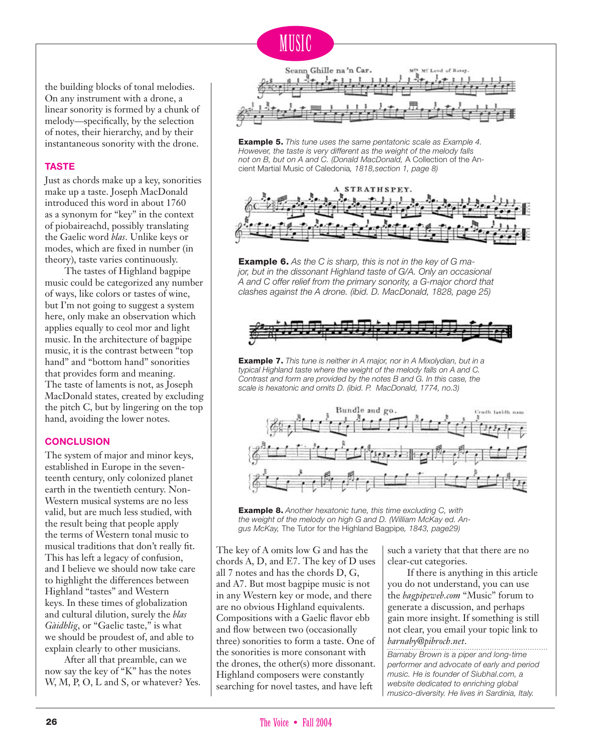the building blocks of tonal melodies. On any instrument with a drone, a linear sonority is formed by a chunk of melody—specifically, by the selection of notes, their hierarchy, and by their instantaneous sonority with the drone.

### TASTE

Just as chords make up a key, sonorities make up a taste. Joseph MacDonald introduced this word in about 1760 as a synonym for "key" in the context of piobaireachd, possibly translating the Gaelic word *blas*. Unlike keys or modes, which are fixed in number (in theory), taste varies continuously.

The tastes of Highland bagpipe music could be categorized any number of ways, like colors or tastes of wine, but I'm not going to suggest a system here, only make an observation which applies equally to ceol mor and light music. In the architecture of bagpipe music, it is the contrast between "top hand" and "bottom hand" sonorities that provides form and meaning. The taste of laments is not, as Joseph MacDonald states, created by excluding the pitch C, but by lingering on the top hand, avoiding the lower notes.

### CONCLUSION

The system of major and minor keys, established in Europe in the seventeenth century, only colonized planet earth in the twentieth century. Non-Western musical systems are no less valid, but are much less studied, with the result being that people apply the terms of Western tonal music to musical traditions that don't really fit. This has left a legacy of confusion, and I believe we should now take care to highlight the differences between Highland "tastes" and Western keys. In these times of globalization and cultural dilution, surely the *blas Gàidhlig*, or "Gaelic taste," is what we should be proudest of, and able to explain clearly to other musicians.

After all that preamble, can we now say the key of "K" has the notes W, M, P, O, L and S, or whatever? Yes. The key of A omits low G and has the chords A, D, and E7. The key of D uses all 7 notes and has the chords D, G, and A7. But most bagpipe music is not in any Western key or mode, and there are no obvious Highland equivalents. Compositions with a Gaelic flavor ebb and flow between two (occasionally three) sonorities to form a taste. One of the sonorities is more consonant with the drones, the other(s) more dissonant. Highland composers were constantly searching for novel tastes, and have left such a variety that that there are no clear-cut categories.

If there is anything in this article you do not understand, you can use the *bagpipeweb.com* "Music" forum to generate a discussion, and perhaps gain more insight. If something is still not clear, you email your topic link to *barnaby@pibroch.net*.

*Barnaby Brown is a piper and long-time performer and advocate of early and period music. He is founder of Siubhal.com, a website dedicated to enriching global musico-diversity. He lives in Sardinia, Italy.*

Seann Ghille na 'n Car.

Mrs. McLeod of Rasay.

**Example 5.** *This tune uses the same pentatonic scale as Example 4. However, the taste is very different as the weight of the melody falls not on B, but on A and C. (Donald MacDonald,* A Collection of the Ancient Martial Music of Caledonia*, 1818,section 1, page 8)*

A STRATHSPEY.

**Example 6.** *As the C is sharp, this is not in the key of G major, but in the dissonant Highland taste of G/A. Only an occasional A and C offer relief from the primary sonority, a G-major chord that clashes against the A drone. (ibid. D. MacDonald, 1828, page 25)*

**Example 7.** *This tune is neither in A major, nor in A Mixolydian, but in a typical Highland taste where the weight of the melody falls on A and C. Contrast and form are provided by the notes B and G. In this case, the scale is hexatonic and omits D. (ibid. P. MacDonald, 1774, no.3)*

Bundle and go.

Crodh laoidh nam

**Example 8.** *Another hexatonic tune, this time excluding C, with the weight of the melody on high G and D. (William McKay ed. Angus McKay,* The Tutor for the Highland Bagpipe*, 1843, page29)*